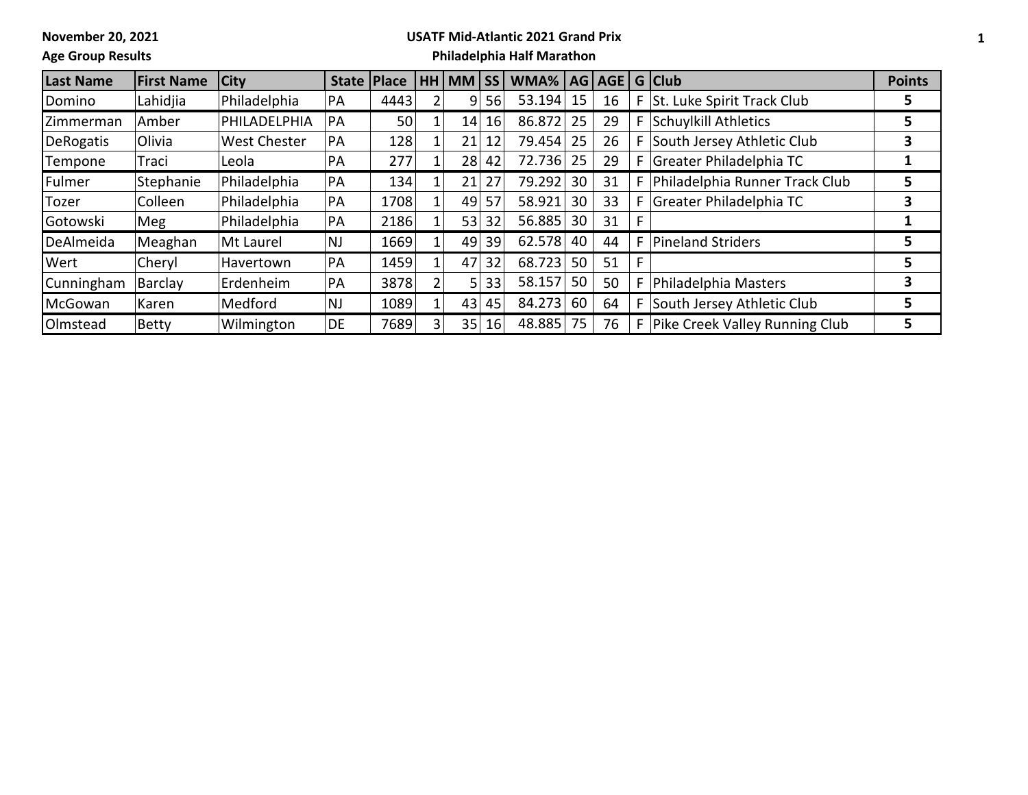**November 20, 2021**

**Age Group Results**

**USATF Mid-Atlantic 2021 Grand Prix**

**Philadelphia Half Marathon**

| Last Name | First Name | City | State | Place | HH | MM | SS | WMA% | AG | AGE | G | Club | Points |
|---|---|---|---|---|---|---|---|---|---|---|---|---|---|
| Domino | Lahidjia | Philadelphia | PA | 4443 | 2 | 9 | 56 | 53.194 | 15 | 16 | F | St. Luke Spirit Track Club | 5 |
| Zimmerman | Amber | PHILADELPHIA | PA | 50 | 1 | 14 | 16 | 86.872 | 25 | 29 | F | Schuylkill Athletics | 5 |
| DeRogatis | Olivia | West Chester | PA | 128 | 1 | 21 | 12 | 79.454 | 25 | 26 | F | South Jersey Athletic Club | 3 |
| Tempone | Traci | Leola | PA | 277 | 1 | 28 | 42 | 72.736 | 25 | 29 | F | Greater Philadelphia TC | 1 |
| Fulmer | Stephanie | Philadelphia | PA | 134 | 1 | 21 | 27 | 79.292 | 30 | 31 | F | Philadelphia Runner Track Club | 5 |
| Tozer | Colleen | Philadelphia | PA | 1708 | 1 | 49 | 57 | 58.921 | 30 | 33 | F | Greater Philadelphia TC | 3 |
| Gotowski | Meg | Philadelphia | PA | 2186 | 1 | 53 | 32 | 56.885 | 30 | 31 | F | | 1 |
| DeAlmeida | Meaghan | Mt Laurel | NJ | 1669 | 1 | 49 | 39 | 62.578 | 40 | 44 | F | Pineland Striders | 5 |
| Wert | Cheryl | Havertown | PA | 1459 | 1 | 47 | 32 | 68.723 | 50 | 51 | F | | 5 |
| Cunningham | Barclay | Erdenheim | PA | 3878 | 2 | 5 | 33 | 58.157 | 50 | 50 | F | Philadelphia Masters | 3 |
| McGowan | Karen | Medford | NJ | 1089 | 1 | 43 | 45 | 84.273 | 60 | 64 | F | South Jersey Athletic Club | 5 |
| Olmstead | Betty | Wilmington | DE | 7689 | 3 | 35 | 16 | 48.885 | 75 | 76 | F | Pike Creek Valley Running Club | 5 |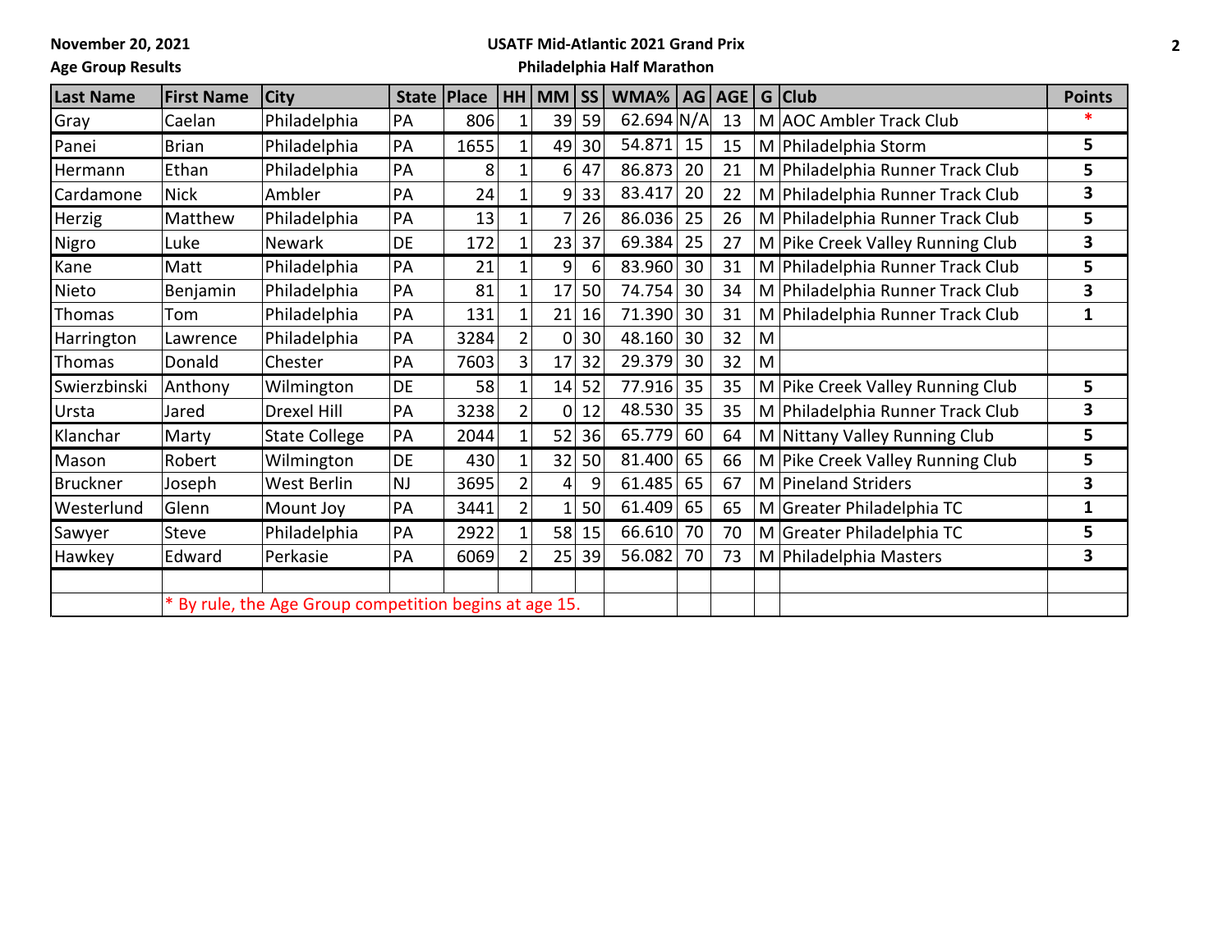**November 20, 2021**

**Age Group Results**

**USATF Mid-Atlantic 2021 Grand Prix**

**Philadelphia Half Marathon**

| Last Name | First Name | City | State | Place | HH | MM | SS | WMA% | AG | AGE | G | Club | Points |
|---|---|---|---|---|---|---|---|---|---|---|---|---|---|
| Gray | Caelan | Philadelphia | PA | 806 | 1 | 39 | 59 | 62.694 | N/A | 13 | M | AOC Ambler Track Club | * |
| Panei | Brian | Philadelphia | PA | 1655 | 1 | 49 | 30 | 54.871 | 15 | 15 | M | Philadelphia Storm | 5 |
| Hermann | Ethan | Philadelphia | PA | 8 | 1 | 6 | 47 | 86.873 | 20 | 21 | M | Philadelphia Runner Track Club | 5 |
| Cardamone | Nick | Ambler | PA | 24 | 1 | 9 | 33 | 83.417 | 20 | 22 | M | Philadelphia Runner Track Club | 3 |
| Herzig | Matthew | Philadelphia | PA | 13 | 1 | 7 | 26 | 86.036 | 25 | 26 | M | Philadelphia Runner Track Club | 5 |
| Nigro | Luke | Newark | DE | 172 | 1 | 23 | 37 | 69.384 | 25 | 27 | M | Pike Creek Valley Running Club | 3 |
| Kane | Matt | Philadelphia | PA | 21 | 1 | 9 | 6 | 83.960 | 30 | 31 | M | Philadelphia Runner Track Club | 5 |
| Nieto | Benjamin | Philadelphia | PA | 81 | 1 | 17 | 50 | 74.754 | 30 | 34 | M | Philadelphia Runner Track Club | 3 |
| Thomas | Tom | Philadelphia | PA | 131 | 1 | 21 | 16 | 71.390 | 30 | 31 | M | Philadelphia Runner Track Club | 1 |
| Harrington | Lawrence | Philadelphia | PA | 3284 | 2 | 0 | 30 | 48.160 | 30 | 32 | M | | |
| Thomas | Donald | Chester | PA | 7603 | 3 | 17 | 32 | 29.379 | 30 | 32 | M | | |
| Swierzbinski | Anthony | Wilmington | DE | 58 | 1 | 14 | 52 | 77.916 | 35 | 35 | M | Pike Creek Valley Running Club | 5 |
| Ursta | Jared | Drexel Hill | PA | 3238 | 2 | 0 | 12 | 48.530 | 35 | 35 | M | Philadelphia Runner Track Club | 3 |
| Klanchar | Marty | State College | PA | 2044 | 1 | 52 | 36 | 65.779 | 60 | 64 | M | Nittany Valley Running Club | 5 |
| Mason | Robert | Wilmington | DE | 430 | 1 | 32 | 50 | 81.400 | 65 | 66 | M | Pike Creek Valley Running Club | 5 |
| Bruckner | Joseph | West Berlin | NJ | 3695 | 2 | 4 | 9 | 61.485 | 65 | 67 | M | Pineland Striders | 3 |
| Westerlund | Glenn | Mount Joy | PA | 3441 | 2 | 1 | 50 | 61.409 | 65 | 65 | M | Greater Philadelphia TC | 1 |
| Sawyer | Steve | Philadelphia | PA | 2922 | 1 | 58 | 15 | 66.610 | 70 | 70 | M | Greater Philadelphia TC | 5 |
| Hawkey | Edward | Perkasie | PA | 6069 | 2 | 25 | 39 | 56.082 | 70 | 73 | M | Philadelphia Masters | 3 |

* By rule, the Age Group competition begins at age 15.